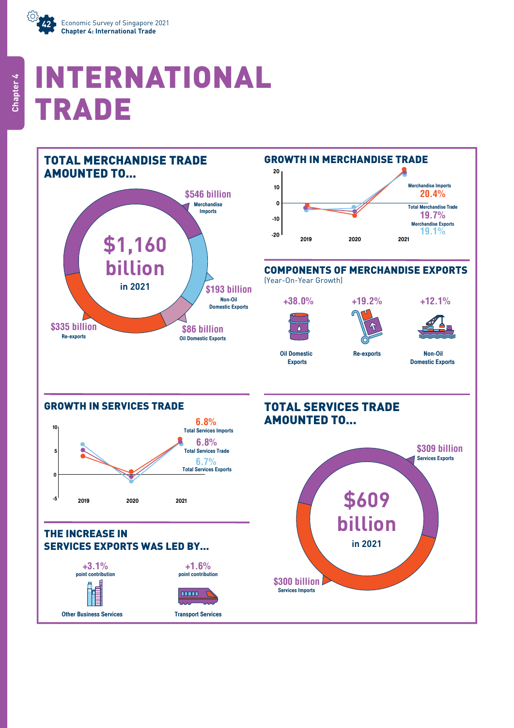# INTERNATIONAL TRADE

## TOTAL MERCHANDISE TRADE AMOUNTED TO...

**$1,160 billion** in 2021

- $546 billion — Merchandise Imports
- $193 billion — Non-Oil Domestic Exports
- $86 billion — Oil Domestic Exports
- $335 billion — Re-exports

## GROWTH IN MERCHANDISE TRADE

- Merchandise Imports: 20.4%
- Total Merchandise Trade: 19.7%
- Merchandise Exports: 19.1%

## COMPONENTS OF MERCHANDISE EXPORTS

(Year-On-Year Growth)

| Oil Domestic Exports | Re-exports | Non-Oil Domestic Exports |
| --- | --- | --- |
| +38.0% | +19.2% | +12.1% |

## GROWTH IN SERVICES TRADE

- Total Services Imports: 6.8%
- Total Services Trade: 6.8%
- Total Services Exports: 6.7%

## THE INCREASE IN SERVICES EXPORTS WAS LED BY...

- +3.1% point contribution — Other Business Services
- +1.6% point contribution — Transport Services

## TOTAL SERVICES TRADE AMOUNTED TO...

**$609 billion** in 2021

- $309 billion — Services Exports
- $300 billion — Services Imports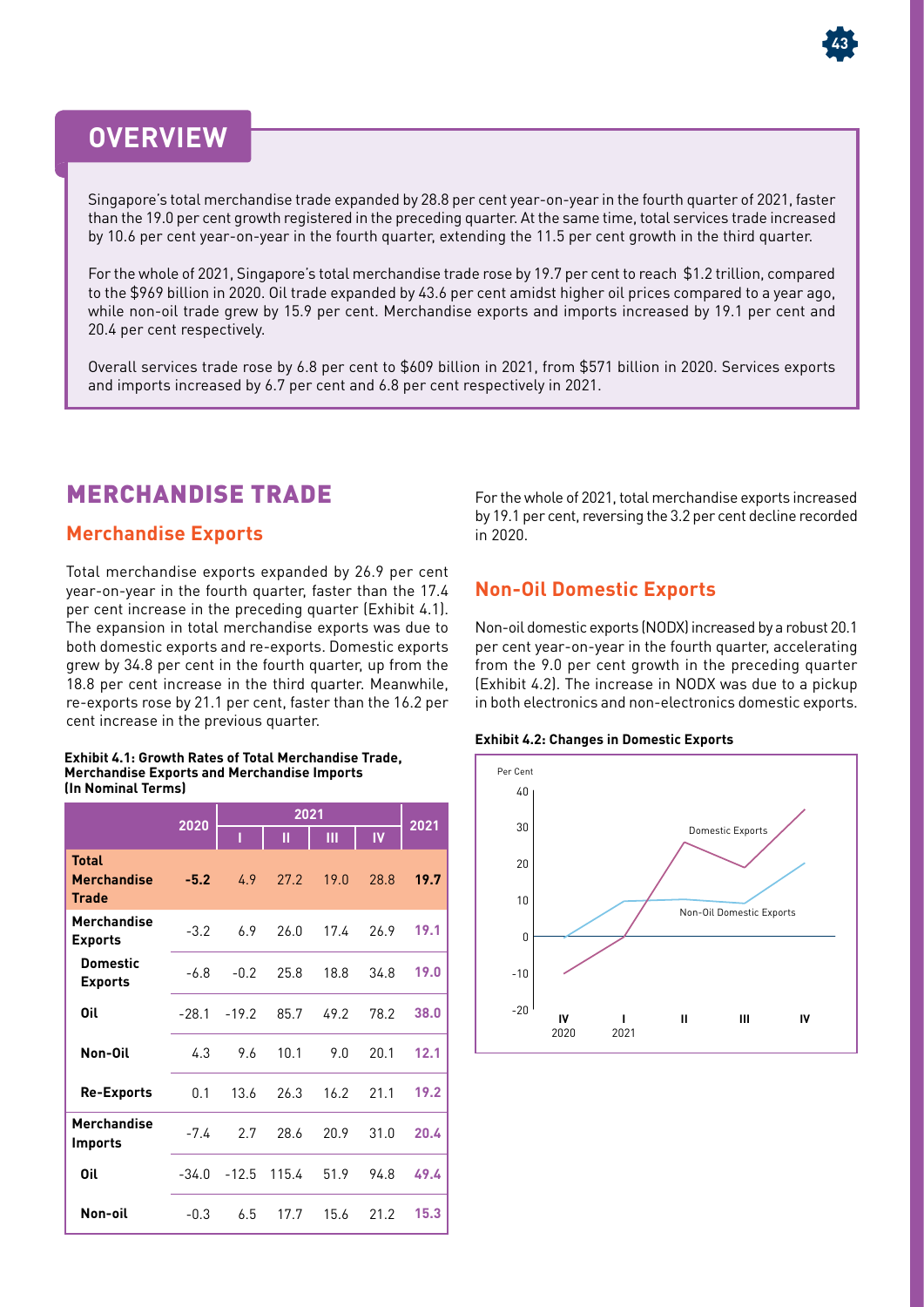## OVERVIEW

Singapore's total merchandise trade expanded by 28.8 per cent year-on-year in the fourth quarter of 2021, faster than the 19.0 per cent growth registered in the preceding quarter. At the same time, total services trade increased by 10.6 per cent year-on-year in the fourth quarter, extending the 11.5 per cent growth in the third quarter.

For the whole of 2021, Singapore's total merchandise trade rose by 19.7 per cent to reach $1.2 trillion, compared to the $969 billion in 2020. Oil trade expanded by 43.6 per cent amidst higher oil prices compared to a year ago, while non-oil trade grew by 15.9 per cent. Merchandise exports and imports increased by 19.1 per cent and 20.4 per cent respectively.

Overall services trade rose by 6.8 per cent to $609 billion in 2021, from $571 billion in 2020. Services exports and imports increased by 6.7 per cent and 6.8 per cent respectively in 2021.

# MERCHANDISE TRADE

## Merchandise Exports

Total merchandise exports expanded by 26.9 per cent year-on-year in the fourth quarter, faster than the 17.4 per cent increase in the preceding quarter (Exhibit 4.1). The expansion in total merchandise exports was due to both domestic exports and re-exports. Domestic exports grew by 34.8 per cent in the fourth quarter, up from the 18.8 per cent increase in the third quarter. Meanwhile, re-exports rose by 21.1 per cent, faster than the 16.2 per cent increase in the previous quarter.

**Exhibit 4.1: Growth Rates of Total Merchandise Trade, Merchandise Exports and Merchandise Imports (In Nominal Terms)**

| | 2020 | 2021 | | | | 2021 |
|---|---|---|---|---|---|---|
| | | I | II | III | IV | |
| **Total Merchandise Trade** | **-5.2** | 4.9 | 27.2 | 19.0 | 28.8 | **19.7** |
| **Merchandise Exports** | -3.2 | 6.9 | 26.0 | 17.4 | 26.9 | **19.1** |
| **Domestic Exports** | -6.8 | -0.2 | 25.8 | 18.8 | 34.8 | **19.0** |
| **Oil** | -28.1 | -19.2 | 85.7 | 49.2 | 78.2 | **38.0** |
| **Non-Oil** | 4.3 | 9.6 | 10.1 | 9.0 | 20.1 | **12.1** |
| **Re-Exports** | 0.1 | 13.6 | 26.3 | 16.2 | 21.1 | **19.2** |
| **Merchandise Imports** | -7.4 | 2.7 | 28.6 | 20.9 | 31.0 | **20.4** |
| **Oil** | -34.0 | -12.5 | 115.4 | 51.9 | 94.8 | **49.4** |
| **Non-oil** | -0.3 | 6.5 | 17.7 | 15.6 | 21.2 | **15.3** |

For the whole of 2021, total merchandise exports increased by 19.1 per cent, reversing the 3.2 per cent decline recorded in 2020.

## Non-Oil Domestic Exports

Non-oil domestic exports (NODX) increased by a robust 20.1 per cent year-on-year in the fourth quarter, accelerating from the 9.0 per cent growth in the preceding quarter (Exhibit 4.2). The increase in NODX was due to a pickup in both electronics and non-electronics domestic exports.

**Exhibit 4.2: Changes in Domestic Exports**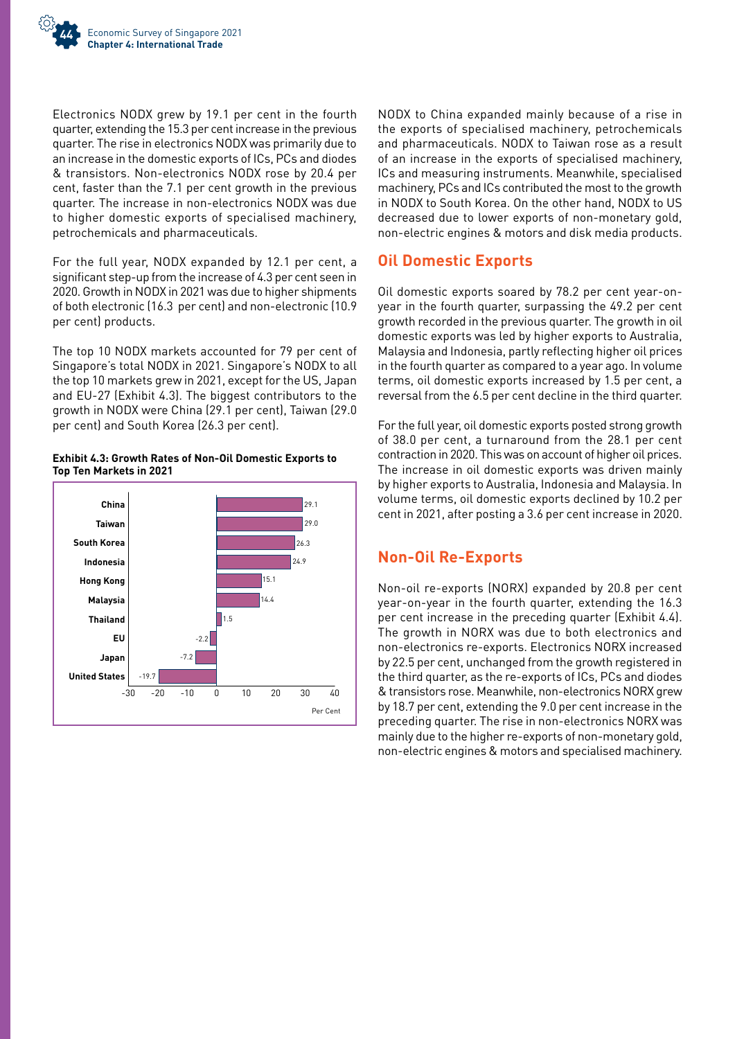Electronics NODX grew by 19.1 per cent in the fourth quarter, extending the 15.3 per cent increase in the previous quarter. The rise in electronics NODX was primarily due to an increase in the domestic exports of ICs, PCs and diodes & transistors. Non-electronics NODX rose by 20.4 per cent, faster than the 7.1 per cent growth in the previous quarter. The increase in non-electronics NODX was due to higher domestic exports of specialised machinery, petrochemicals and pharmaceuticals.

For the full year, NODX expanded by 12.1 per cent, a significant step-up from the increase of 4.3 per cent seen in 2020. Growth in NODX in 2021 was due to higher shipments of both electronic (16.3 per cent) and non-electronic (10.9 per cent) products.

The top 10 NODX markets accounted for 79 per cent of Singapore's total NODX in 2021. Singapore's NODX to all the top 10 markets grew in 2021, except for the US, Japan and EU-27 (Exhibit 4.3). The biggest contributors to the growth in NODX were China (29.1 per cent), Taiwan (29.0 per cent) and South Korea (26.3 per cent).

**Exhibit 4.3: Growth Rates of Non-Oil Domestic Exports to Top Ten Markets in 2021**

| Market | Per Cent |
|---|---|
| China | 29.1 |
| Taiwan | 29.0 |
| South Korea | 26.3 |
| Indonesia | 24.9 |
| Hong Kong | 15.1 |
| Malaysia | 14.4 |
| Thailand | 1.5 |
| EU | -2.2 |
| Japan | -7.2 |
| United States | -19.7 |

NODX to China expanded mainly because of a rise in the exports of specialised machinery, petrochemicals and pharmaceuticals. NODX to Taiwan rose as a result of an increase in the exports of specialised machinery, ICs and measuring instruments. Meanwhile, specialised machinery, PCs and ICs contributed the most to the growth in NODX to South Korea. On the other hand, NODX to US decreased due to lower exports of non-monetary gold, non-electric engines & motors and disk media products.

## Oil Domestic Exports

Oil domestic exports soared by 78.2 per cent year-on-year in the fourth quarter, surpassing the 49.2 per cent growth recorded in the previous quarter. The growth in oil domestic exports was led by higher exports to Australia, Malaysia and Indonesia, partly reflecting higher oil prices in the fourth quarter as compared to a year ago. In volume terms, oil domestic exports increased by 1.5 per cent, a reversal from the 6.5 per cent decline in the third quarter.

For the full year, oil domestic exports posted strong growth of 38.0 per cent, a turnaround from the 28.1 per cent contraction in 2020. This was on account of higher oil prices. The increase in oil domestic exports was driven mainly by higher exports to Australia, Indonesia and Malaysia. In volume terms, oil domestic exports declined by 10.2 per cent in 2021, after posting a 3.6 per cent increase in 2020.

## Non-Oil Re-Exports

Non-oil re-exports (NORX) expanded by 20.8 per cent year-on-year in the fourth quarter, extending the 16.3 per cent increase in the preceding quarter (Exhibit 4.4). The growth in NORX was due to both electronics and non-electronics re-exports. Electronics NORX increased by 22.5 per cent, unchanged from the growth registered in the third quarter, as the re-exports of ICs, PCs and diodes & transistors rose. Meanwhile, non-electronics NORX grew by 18.7 per cent, extending the 9.0 per cent increase in the preceding quarter. The rise in non-electronics NORX was mainly due to the higher re-exports of non-monetary gold, non-electric engines & motors and specialised machinery.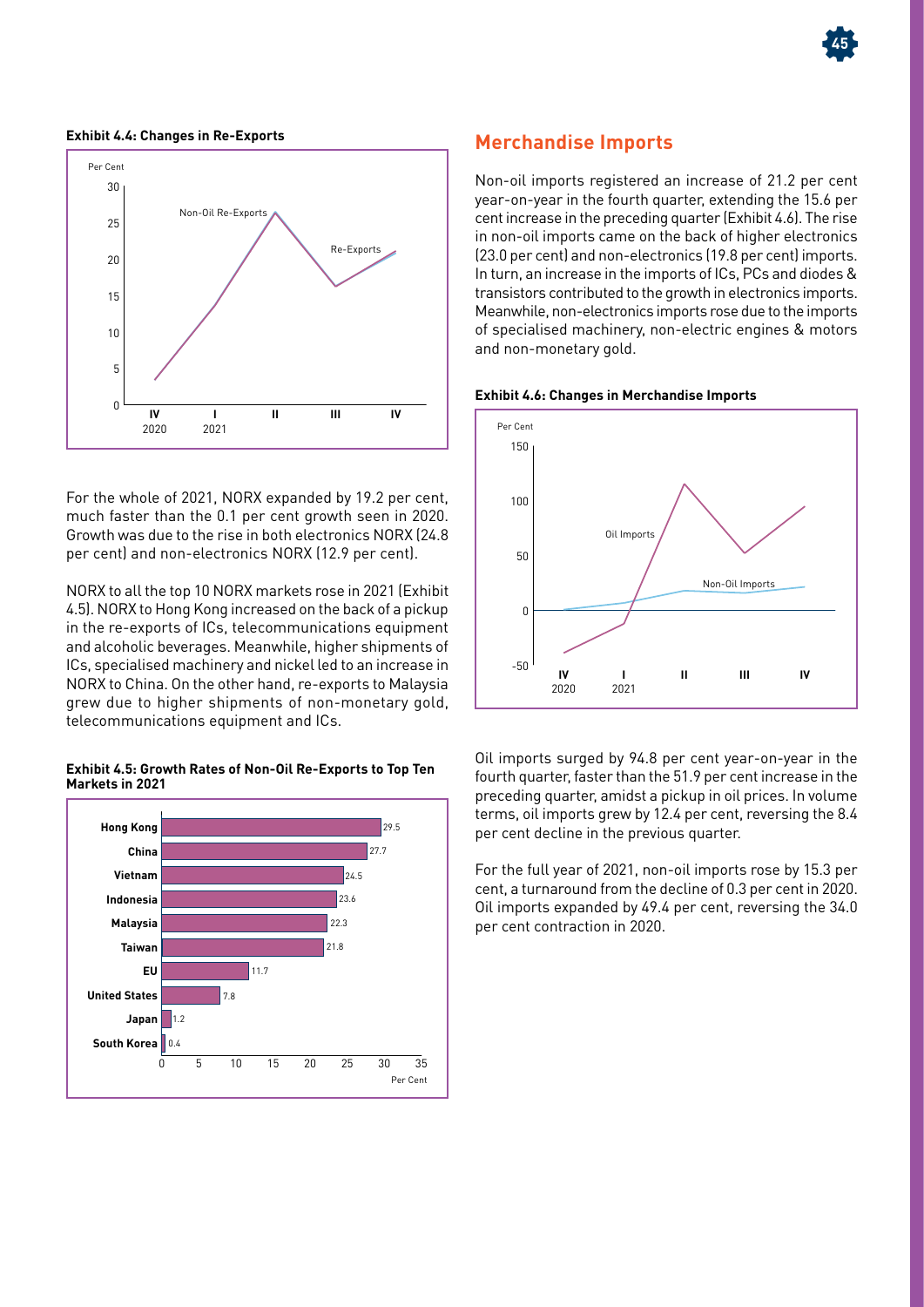**Exhibit 4.4: Changes in Re-Exports**

For the whole of 2021, NORX expanded by 19.2 per cent, much faster than the 0.1 per cent growth seen in 2020. Growth was due to the rise in both electronics NORX (24.8 per cent) and non-electronics NORX (12.9 per cent).

NORX to all the top 10 NORX markets rose in 2021 (Exhibit 4.5). NORX to Hong Kong increased on the back of a pickup in the re-exports of ICs, telecommunications equipment and alcoholic beverages. Meanwhile, higher shipments of ICs, specialised machinery and nickel led to an increase in NORX to China. On the other hand, re-exports to Malaysia grew due to higher shipments of non-monetary gold, telecommunications equipment and ICs.

**Exhibit 4.5: Growth Rates of Non-Oil Re-Exports to Top Ten Markets in 2021**

| Market | Per Cent |
|---|---|
| Hong Kong | 29.5 |
| China | 27.7 |
| Vietnam | 24.5 |
| Indonesia | 23.6 |
| Malaysia | 22.3 |
| Taiwan | 21.8 |
| EU | 11.7 |
| United States | 7.8 |
| Japan | 1.2 |
| South Korea | 0.4 |

## Merchandise Imports

Non-oil imports registered an increase of 21.2 per cent year-on-year in the fourth quarter, extending the 15.6 per cent increase in the preceding quarter (Exhibit 4.6). The rise in non-oil imports came on the back of higher electronics (23.0 per cent) and non-electronics (19.8 per cent) imports. In turn, an increase in the imports of ICs, PCs and diodes & transistors contributed to the growth in electronics imports. Meanwhile, non-electronics imports rose due to the imports of specialised machinery, non-electric engines & motors and non-monetary gold.

**Exhibit 4.6: Changes in Merchandise Imports**

Oil imports surged by 94.8 per cent year-on-year in the fourth quarter, faster than the 51.9 per cent increase in the preceding quarter, amidst a pickup in oil prices. In volume terms, oil imports grew by 12.4 per cent, reversing the 8.4 per cent decline in the previous quarter.

For the full year of 2021, non-oil imports rose by 15.3 per cent, a turnaround from the decline of 0.3 per cent in 2020. Oil imports expanded by 49.4 per cent, reversing the 34.0 per cent contraction in 2020.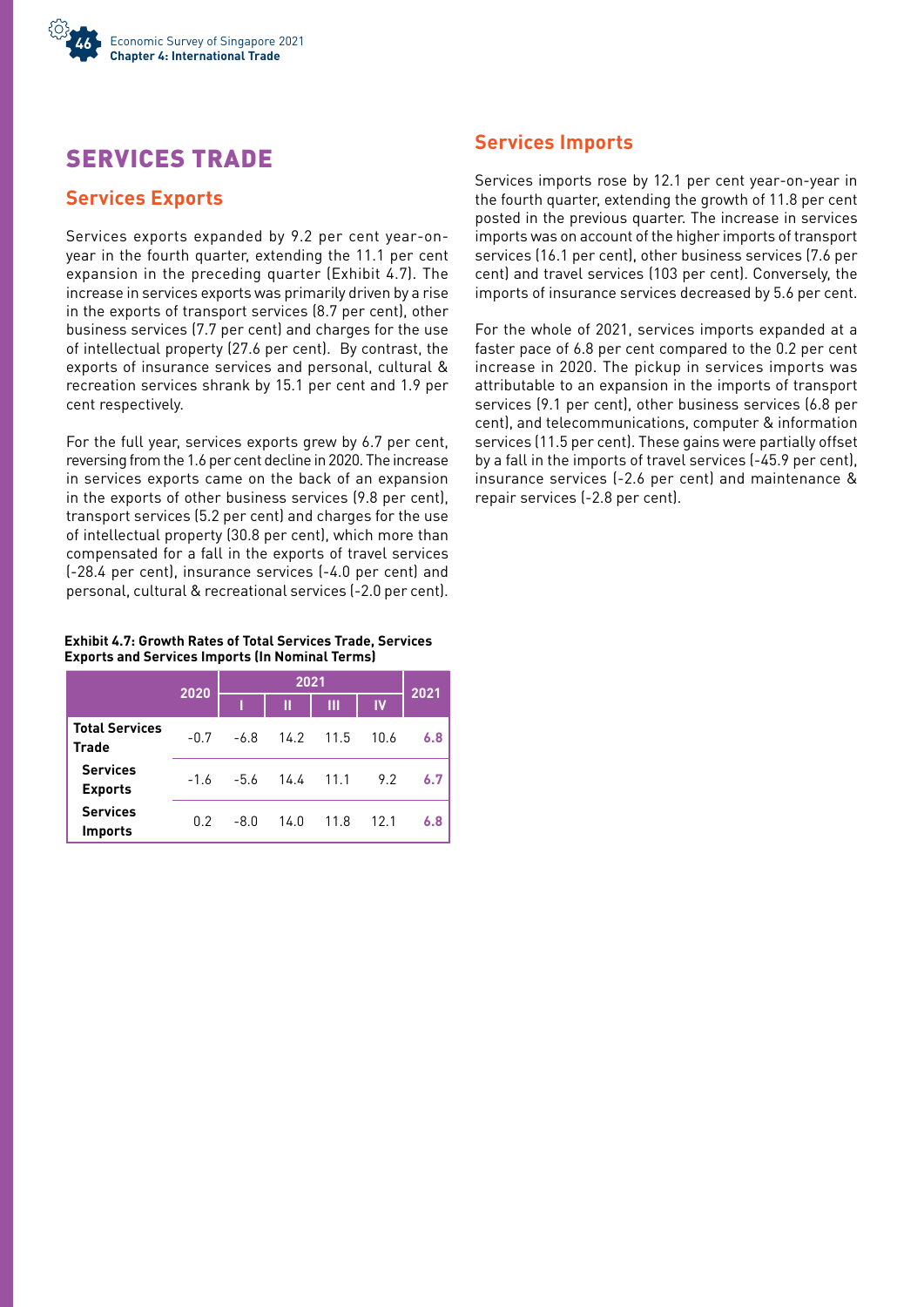# SERVICES TRADE

## Services Exports

Services exports expanded by 9.2 per cent year-on-year in the fourth quarter, extending the 11.1 per cent expansion in the preceding quarter (Exhibit 4.7). The increase in services exports was primarily driven by a rise in the exports of transport services (8.7 per cent), other business services (7.7 per cent) and charges for the use of intellectual property (27.6 per cent). By contrast, the exports of insurance services and personal, cultural & recreation services shrank by 15.1 per cent and 1.9 per cent respectively.

For the full year, services exports grew by 6.7 per cent, reversing from the 1.6 per cent decline in 2020. The increase in services exports came on the back of an expansion in the exports of other business services (9.8 per cent), transport services (5.2 per cent) and charges for the use of intellectual property (30.8 per cent), which more than compensated for a fall in the exports of travel services (-28.4 per cent), insurance services (-4.0 per cent) and personal, cultural & recreational services (-2.0 per cent).

**Exhibit 4.7: Growth Rates of Total Services Trade, Services Exports and Services Imports (In Nominal Terms)**

| | 2020 | 2021 | | | | 2021 |
|---|---|---|---|---|---|---|
| | | I | II | III | IV | |
| **Total Services Trade** | -0.7 | -6.8 | 14.2 | 11.5 | 10.6 | **6.8** |
| **Services Exports** | -1.6 | -5.6 | 14.4 | 11.1 | 9.2 | **6.7** |
| **Services Imports** | 0.2 | -8.0 | 14.0 | 11.8 | 12.1 | **6.8** |

## Services Imports

Services imports rose by 12.1 per cent year-on-year in the fourth quarter, extending the growth of 11.8 per cent posted in the previous quarter. The increase in services imports was on account of the higher imports of transport services (16.1 per cent), other business services (7.6 per cent) and travel services (103 per cent). Conversely, the imports of insurance services decreased by 5.6 per cent.

For the whole of 2021, services imports expanded at a faster pace of 6.8 per cent compared to the 0.2 per cent increase in 2020. The pickup in services imports was attributable to an expansion in the imports of transport services (9.1 per cent), other business services (6.8 per cent), and telecommunications, computer & information services (11.5 per cent). These gains were partially offset by a fall in the imports of travel services (-45.9 per cent), insurance services (-2.6 per cent) and maintenance & repair services (-2.8 per cent).